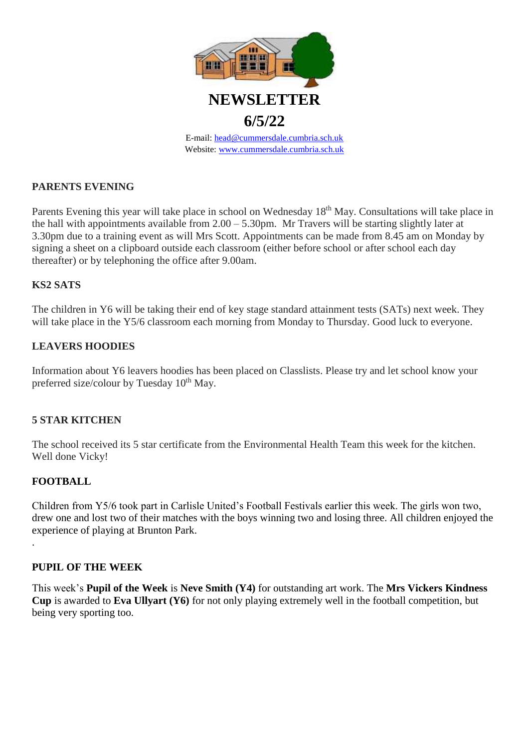# NEWSLETTER

## 6/5/22

E-mail: head@cummersdale.cumbria.sch.uk
Website: www.cummersdale.cumbria.sch.uk

### PARENTS EVENING

Parents Evening this year will take place in school on Wednesday 18th May. Consultations will take place in the hall with appointments available from 2.00 – 5.30pm. Mr Travers will be starting slightly later at 3.30pm due to a training event as will Mrs Scott. Appointments can be made from 8.45 am on Monday by signing a sheet on a clipboard outside each classroom (either before school or after school each day thereafter) or by telephoning the office after 9.00am.

### KS2 SATS

The children in Y6 will be taking their end of key stage standard attainment tests (SATs) next week. They will take place in the Y5/6 classroom each morning from Monday to Thursday. Good luck to everyone.

### LEAVERS HOODIES

Information about Y6 leavers hoodies has been placed on Classlists. Please try and let school know your preferred size/colour by Tuesday 10th May.

### 5 STAR KITCHEN

The school received its 5 star certificate from the Environmental Health Team this week for the kitchen. Well done Vicky!

### FOOTBALL

Children from Y5/6 took part in Carlisle United's Football Festivals earlier this week. The girls won two, drew one and lost two of their matches with the boys winning two and losing three. All children enjoyed the experience of playing at Brunton Park.

.

### PUPIL OF THE WEEK

This week's **Pupil of the Week** is **Neve Smith (Y4)** for outstanding art work. The **Mrs Vickers Kindness Cup** is awarded to **Eva Ullyart (Y6)** for not only playing extremely well in the football competition, but being very sporting too.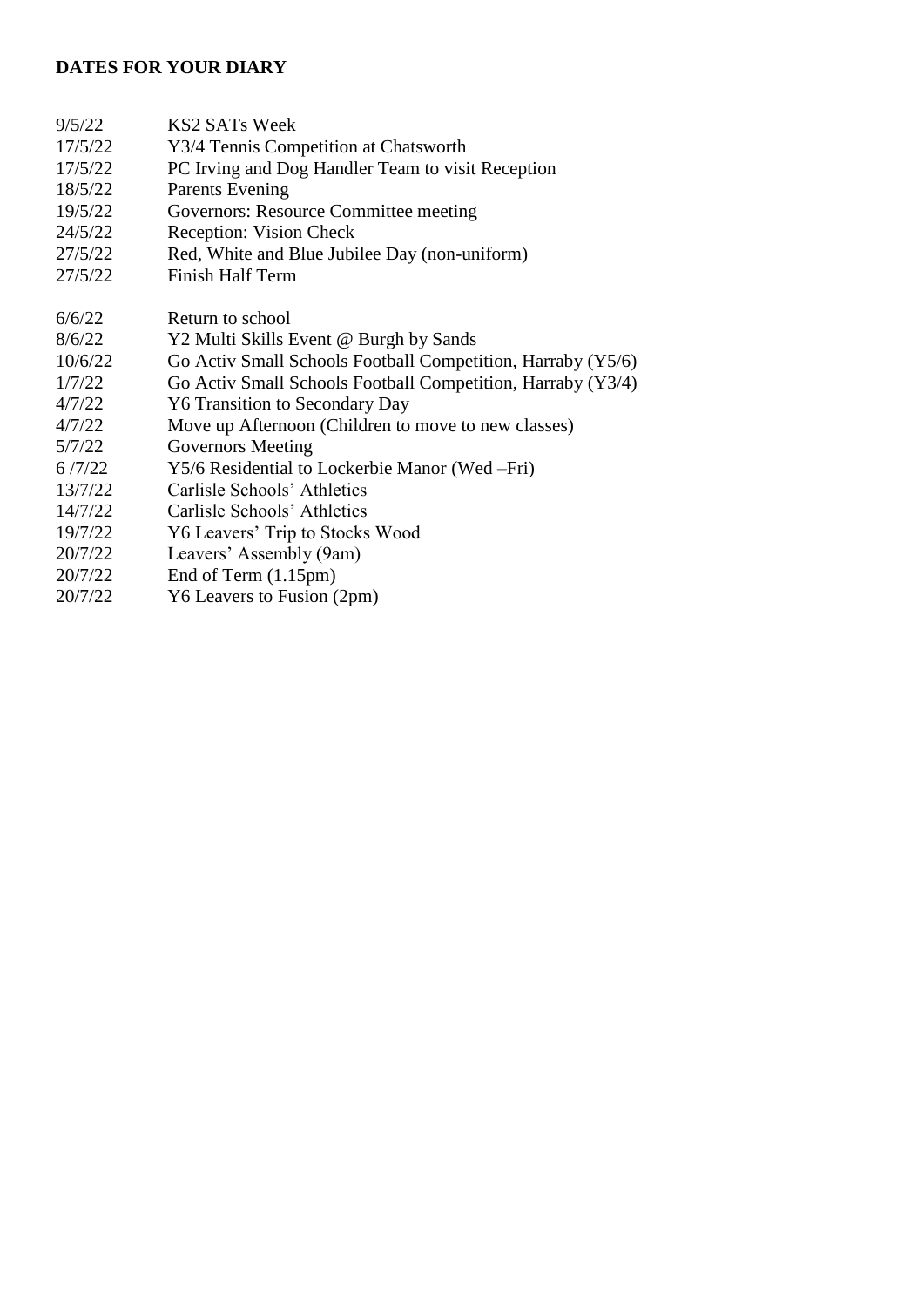**DATES FOR YOUR DIARY**

| | |
|---|---|
| 9/5/22 | KS2 SATs Week |
| 17/5/22 | Y3/4 Tennis Competition at Chatsworth |
| 17/5/22 | PC Irving and Dog Handler Team to visit Reception |
| 18/5/22 | Parents Evening |
| 19/5/22 | Governors: Resource Committee meeting |
| 24/5/22 | Reception: Vision Check |
| 27/5/22 | Red, White and Blue Jubilee Day (non-uniform) |
| 27/5/22 | Finish Half Term |
| | |
| 6/6/22 | Return to school |
| 8/6/22 | Y2 Multi Skills Event @ Burgh by Sands |
| 10/6/22 | Go Activ Small Schools Football Competition, Harraby (Y5/6) |
| 1/7/22 | Go Activ Small Schools Football Competition, Harraby (Y3/4) |
| 4/7/22 | Y6 Transition to Secondary Day |
| 4/7/22 | Move up Afternoon (Children to move to new classes) |
| 5/7/22 | Governors Meeting |
| 6 /7/22 | Y5/6 Residential to Lockerbie Manor (Wed –Fri) |
| 13/7/22 | Carlisle Schools' Athletics |
| 14/7/22 | Carlisle Schools' Athletics |
| 19/7/22 | Y6 Leavers' Trip to Stocks Wood |
| 20/7/22 | Leavers' Assembly (9am) |
| 20/7/22 | End of Term (1.15pm) |
| 20/7/22 | Y6 Leavers to Fusion (2pm) |